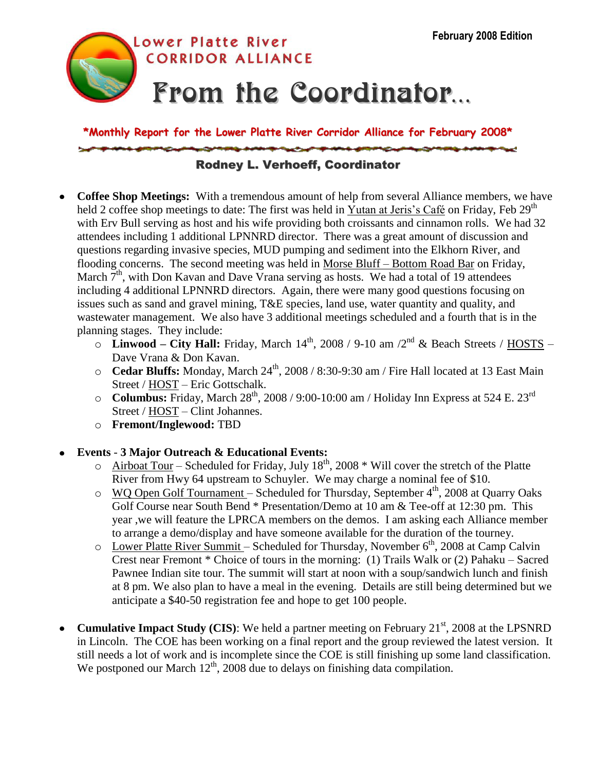February 2008 Edition

# Lower Platte River CORRIDOR ALLIANCE

# From the Coordinator…

***Monthly Report for the Lower Platte River Corridor Alliance for February 2008***

### Rodney L. Verhoeff, Coordinator

- **Coffee Shop Meetings:** With a tremendous amount of help from several Alliance members, we have held 2 coffee shop meetings to date: The first was held in Yutan at Jeris's Café on Friday, Feb 29th with Erv Bull serving as host and his wife providing both croissants and cinnamon rolls. We had 32 attendees including 1 additional LPNNRD director. There was a great amount of discussion and questions regarding invasive species, MUD pumping and sediment into the Elkhorn River, and flooding concerns. The second meeting was held in Morse Bluff – Bottom Road Bar on Friday, March 7th, with Don Kavan and Dave Vrana serving as hosts. We had a total of 19 attendees including 4 additional LPNNRD directors. Again, there were many good questions focusing on issues such as sand and gravel mining, T&E species, land use, water quantity and quality, and wastewater management. We also have 3 additional meetings scheduled and a fourth that is in the planning stages. They include:
  - **Linwood – City Hall:** Friday, March 14th, 2008 / 9-10 am /2nd & Beach Streets / HOSTS – Dave Vrana & Don Kavan.
  - **Cedar Bluffs:** Monday, March 24th, 2008 / 8:30-9:30 am / Fire Hall located at 13 East Main Street / HOST – Eric Gottschalk.
  - **Columbus:** Friday, March 28th, 2008 / 9:00-10:00 am / Holiday Inn Express at 524 E. 23rd Street / HOST – Clint Johannes.
  - **Fremont/Inglewood:** TBD

- **Events - 3 Major Outreach & Educational Events:**
  - Airboat Tour – Scheduled for Friday, July 18th, 2008 * Will cover the stretch of the Platte River from Hwy 64 upstream to Schuyler. We may charge a nominal fee of $10.
  - WQ Open Golf Tournament – Scheduled for Thursday, September 4th, 2008 at Quarry Oaks Golf Course near South Bend * Presentation/Demo at 10 am & Tee-off at 12:30 pm. This year ,we will feature the LPRCA members on the demos. I am asking each Alliance member to arrange a demo/display and have someone available for the duration of the tourney.
  - Lower Platte River Summit – Scheduled for Thursday, November 6th, 2008 at Camp Calvin Crest near Fremont * Choice of tours in the morning: (1) Trails Walk or (2) Pahaku – Sacred Pawnee Indian site tour. The summit will start at noon with a soup/sandwich lunch and finish at 8 pm. We also plan to have a meal in the evening. Details are still being determined but we anticipate a $40-50 registration fee and hope to get 100 people.

- **Cumulative Impact Study (CIS)**: We held a partner meeting on February 21st, 2008 at the LPSNRD in Lincoln. The COE has been working on a final report and the group reviewed the latest version. It still needs a lot of work and is incomplete since the COE is still finishing up some land classification. We postponed our March 12th, 2008 due to delays on finishing data compilation.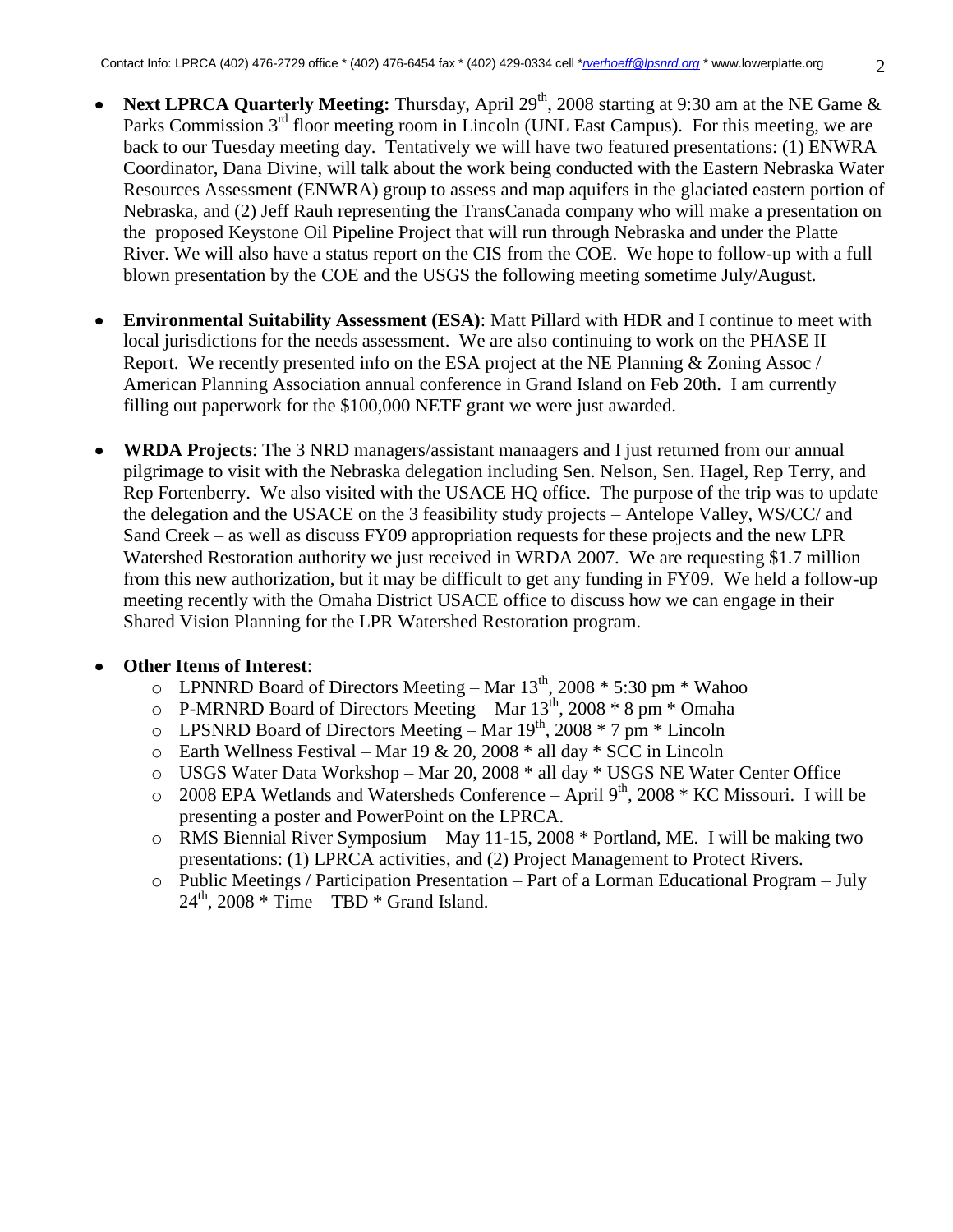- **Next LPRCA Quarterly Meeting:** Thursday, April 29th, 2008 starting at 9:30 am at the NE Game & Parks Commission 3rd floor meeting room in Lincoln (UNL East Campus). For this meeting, we are back to our Tuesday meeting day. Tentatively we will have two featured presentations: (1) ENWRA Coordinator, Dana Divine, will talk about the work being conducted with the Eastern Nebraska Water Resources Assessment (ENWRA) group to assess and map aquifers in the glaciated eastern portion of Nebraska, and (2) Jeff Rauh representing the TransCanada company who will make a presentation on the proposed Keystone Oil Pipeline Project that will run through Nebraska and under the Platte River. We will also have a status report on the CIS from the COE. We hope to follow-up with a full blown presentation by the COE and the USGS the following meeting sometime July/August.

- **Environmental Suitability Assessment (ESA)**: Matt Pillard with HDR and I continue to meet with local jurisdictions for the needs assessment. We are also continuing to work on the PHASE II Report. We recently presented info on the ESA project at the NE Planning & Zoning Assoc / American Planning Association annual conference in Grand Island on Feb 20th. I am currently filling out paperwork for the $100,000 NETF grant we were just awarded.

- **WRDA Projects**: The 3 NRD managers/assistant manaagers and I just returned from our annual pilgrimage to visit with the Nebraska delegation including Sen. Nelson, Sen. Hagel, Rep Terry, and Rep Fortenberry. We also visited with the USACE HQ office. The purpose of the trip was to update the delegation and the USACE on the 3 feasibility study projects – Antelope Valley, WS/CC/ and Sand Creek – as well as discuss FY09 appropriation requests for these projects and the new LPR Watershed Restoration authority we just received in WRDA 2007. We are requesting $1.7 million from this new authorization, but it may be difficult to get any funding in FY09. We held a follow-up meeting recently with the Omaha District USACE office to discuss how we can engage in their Shared Vision Planning for the LPR Watershed Restoration program.

- **Other Items of Interest**:
  - LPNNRD Board of Directors Meeting – Mar 13th, 2008 * 5:30 pm * Wahoo
  - P-MRNRD Board of Directors Meeting – Mar 13th, 2008 * 8 pm * Omaha
  - LPSNRD Board of Directors Meeting – Mar 19th, 2008 * 7 pm * Lincoln
  - Earth Wellness Festival – Mar 19 & 20, 2008 * all day * SCC in Lincoln
  - USGS Water Data Workshop – Mar 20, 2008 * all day * USGS NE Water Center Office
  - 2008 EPA Wetlands and Watersheds Conference – April 9th, 2008 * KC Missouri. I will be presenting a poster and PowerPoint on the LPRCA.
  - RMS Biennial River Symposium – May 11-15, 2008 * Portland, ME. I will be making two presentations: (1) LPRCA activities, and (2) Project Management to Protect Rivers.
  - Public Meetings / Participation Presentation – Part of a Lorman Educational Program – July 24th, 2008 * Time – TBD * Grand Island.